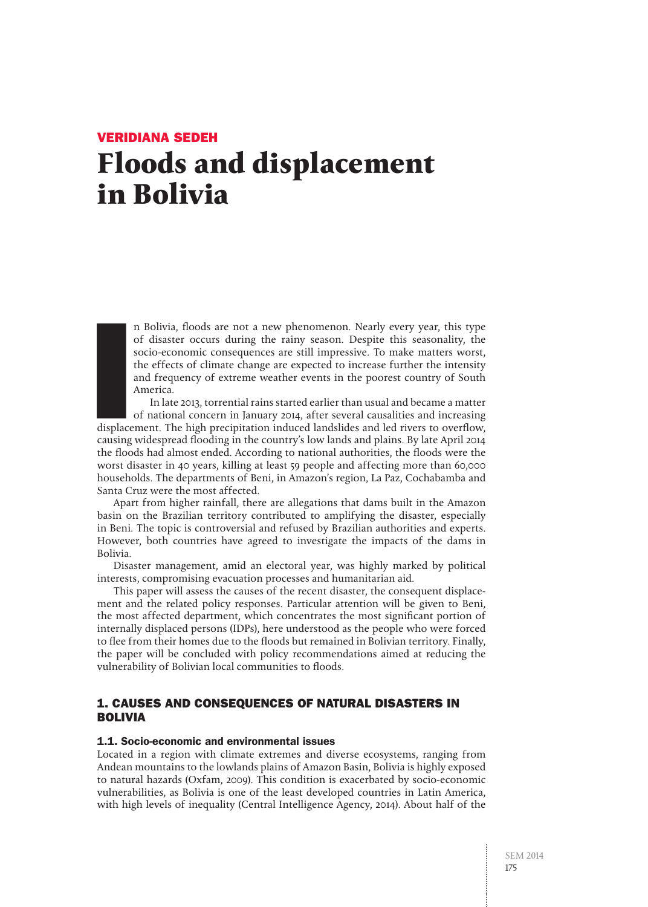VERIDIANA SEDEH

# Floods and displacement in Bolivia

In Bolivia, floods are not a new phenomenon. Nearly every year, this type of disaster occurs during the rainy season. Despite this seasonality, the socio-economic consequences are still impressive. To make matters worst, the effects of climate change are expected to increase further the intensity and frequency of extreme weather events in the poorest country of South America.

In late 2013, torrential rains started earlier than usual and became a matter of national concern in January 2014, after several causalities and increasing displacement. The high precipitation induced landslides and led rivers to overflow, causing widespread flooding in the country's low lands and plains. By late April 2014 the floods had almost ended. According to national authorities, the floods were the worst disaster in 40 years, killing at least 59 people and affecting more than 60,000 households. The departments of Beni, in Amazon's region, La Paz, Cochabamba and Santa Cruz were the most affected.

Apart from higher rainfall, there are allegations that dams built in the Amazon basin on the Brazilian territory contributed to amplifying the disaster, especially in Beni. The topic is controversial and refused by Brazilian authorities and experts. However, both countries have agreed to investigate the impacts of the dams in Bolivia.

Disaster management, amid an electoral year, was highly marked by political interests, compromising evacuation processes and humanitarian aid.

This paper will assess the causes of the recent disaster, the consequent displacement and the related policy responses. Particular attention will be given to Beni, the most affected department, which concentrates the most significant portion of internally displaced persons (IDPs), here understood as the people who were forced to flee from their homes due to the floods but remained in Bolivian territory. Finally, the paper will be concluded with policy recommendations aimed at reducing the vulnerability of Bolivian local communities to floods.

## 1. CAUSES AND CONSEQUENCES OF NATURAL DISASTERS IN BOLIVIA

### 1.1. Socio-economic and environmental issues

Located in a region with climate extremes and diverse ecosystems, ranging from Andean mountains to the lowlands plains of Amazon Basin, Bolivia is highly exposed to natural hazards (Oxfam, 2009). This condition is exacerbated by socio-economic vulnerabilities, as Bolivia is one of the least developed countries in Latin America, with high levels of inequality (Central Intelligence Agency, 2014). About half of the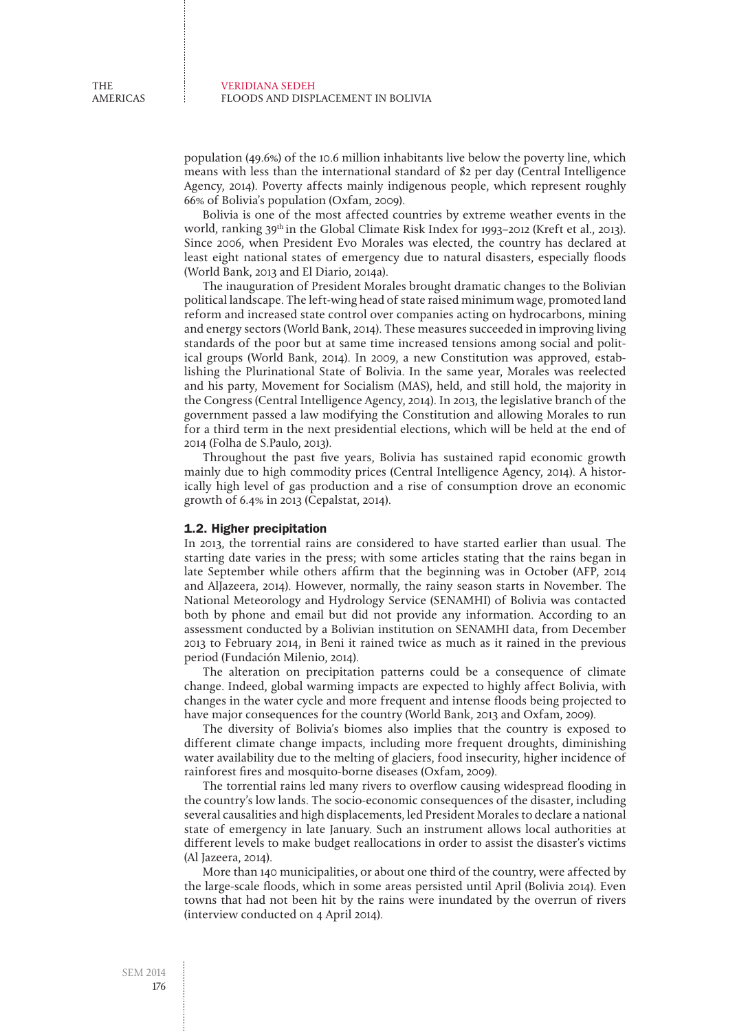population (49.6%) of the 10.6 million inhabitants live below the poverty line, which means with less than the international standard of $2 per day (Central Intelligence Agency, 2014). Poverty affects mainly indigenous people, which represent roughly 66% of Bolivia's population (Oxfam, 2009).

Bolivia is one of the most affected countries by extreme weather events in the world, ranking 39th in the Global Climate Risk Index for 1993–2012 (Kreft et al., 2013). Since 2006, when President Evo Morales was elected, the country has declared at least eight national states of emergency due to natural disasters, especially floods (World Bank, 2013 and El Diario, 2014a).

The inauguration of President Morales brought dramatic changes to the Bolivian political landscape. The left-wing head of state raised minimum wage, promoted land reform and increased state control over companies acting on hydrocarbons, mining and energy sectors (World Bank, 2014). These measures succeeded in improving living standards of the poor but at same time increased tensions among social and political groups (World Bank, 2014). In 2009, a new Constitution was approved, establishing the Plurinational State of Bolivia. In the same year, Morales was reelected and his party, Movement for Socialism (MAS), held, and still hold, the majority in the Congress (Central Intelligence Agency, 2014). In 2013, the legislative branch of the government passed a law modifying the Constitution and allowing Morales to run for a third term in the next presidential elections, which will be held at the end of 2014 (Folha de S.Paulo, 2013).

Throughout the past five years, Bolivia has sustained rapid economic growth mainly due to high commodity prices (Central Intelligence Agency, 2014). A historically high level of gas production and a rise of consumption drove an economic growth of 6.4% in 2013 (Cepalstat, 2014).

### 1.2. Higher precipitation

In 2013, the torrential rains are considered to have started earlier than usual. The starting date varies in the press; with some articles stating that the rains began in late September while others affirm that the beginning was in October (AFP, 2014 and AlJazeera, 2014). However, normally, the rainy season starts in November. The National Meteorology and Hydrology Service (SENAMHI) of Bolivia was contacted both by phone and email but did not provide any information. According to an assessment conducted by a Bolivian institution on SENAMHI data, from December 2013 to February 2014, in Beni it rained twice as much as it rained in the previous period (Fundación Milenio, 2014).

The alteration on precipitation patterns could be a consequence of climate change. Indeed, global warming impacts are expected to highly affect Bolivia, with changes in the water cycle and more frequent and intense floods being projected to have major consequences for the country (World Bank, 2013 and Oxfam, 2009).

The diversity of Bolivia's biomes also implies that the country is exposed to different climate change impacts, including more frequent droughts, diminishing water availability due to the melting of glaciers, food insecurity, higher incidence of rainforest fires and mosquito-borne diseases (Oxfam, 2009).

The torrential rains led many rivers to overflow causing widespread flooding in the country's low lands. The socio-economic consequences of the disaster, including several causalities and high displacements, led President Morales to declare a national state of emergency in late January. Such an instrument allows local authorities at different levels to make budget reallocations in order to assist the disaster's victims (Al Jazeera, 2014).

More than 140 municipalities, or about one third of the country, were affected by the large-scale floods, which in some areas persisted until April (Bolivia 2014). Even towns that had not been hit by the rains were inundated by the overrun of rivers (interview conducted on 4 April 2014).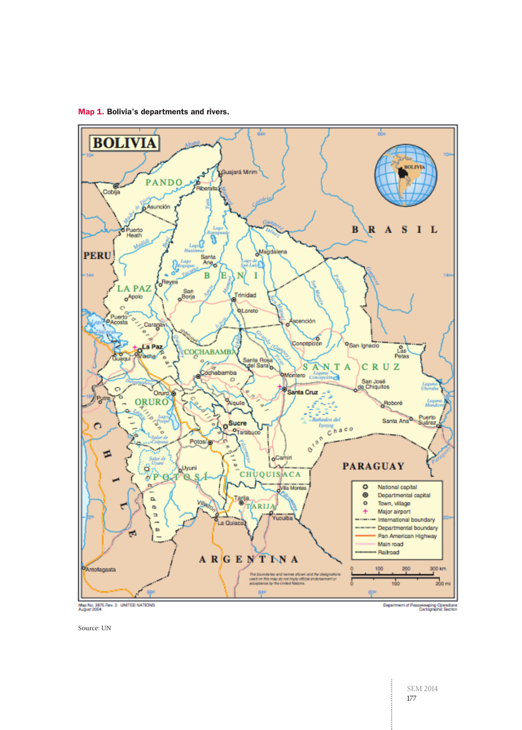**Map 1.** **Bolivia's departments and rivers.**

Source: UN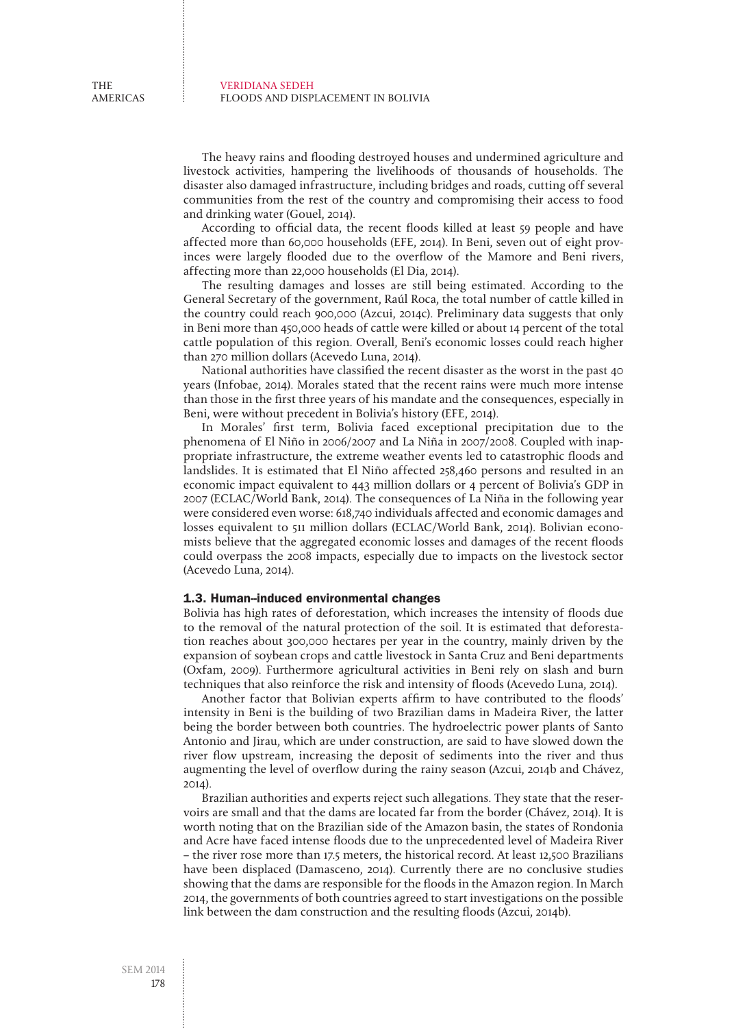The heavy rains and flooding destroyed houses and undermined agriculture and livestock activities, hampering the livelihoods of thousands of households. The disaster also damaged infrastructure, including bridges and roads, cutting off several communities from the rest of the country and compromising their access to food and drinking water (Gouel, 2014).

According to official data, the recent floods killed at least 59 people and have affected more than 60,000 households (EFE, 2014). In Beni, seven out of eight provinces were largely flooded due to the overflow of the Mamore and Beni rivers, affecting more than 22,000 households (El Dia, 2014).

The resulting damages and losses are still being estimated. According to the General Secretary of the government, Raúl Roca, the total number of cattle killed in the country could reach 900,000 (Azcui, 2014c). Preliminary data suggests that only in Beni more than 450,000 heads of cattle were killed or about 14 percent of the total cattle population of this region. Overall, Beni's economic losses could reach higher than 270 million dollars (Acevedo Luna, 2014).

National authorities have classified the recent disaster as the worst in the past 40 years (Infobae, 2014). Morales stated that the recent rains were much more intense than those in the first three years of his mandate and the consequences, especially in Beni, were without precedent in Bolivia's history (EFE, 2014).

In Morales' first term, Bolivia faced exceptional precipitation due to the phenomena of El Niño in 2006/2007 and La Niña in 2007/2008. Coupled with inappropriate infrastructure, the extreme weather events led to catastrophic floods and landslides. It is estimated that El Niño affected 258,460 persons and resulted in an economic impact equivalent to 443 million dollars or 4 percent of Bolivia's GDP in 2007 (ECLAC/World Bank, 2014). The consequences of La Niña in the following year were considered even worse: 618,740 individuals affected and economic damages and losses equivalent to 511 million dollars (ECLAC/World Bank, 2014). Bolivian economists believe that the aggregated economic losses and damages of the recent floods could overpass the 2008 impacts, especially due to impacts on the livestock sector (Acevedo Luna, 2014).

### 1.3. Human–induced environmental changes

Bolivia has high rates of deforestation, which increases the intensity of floods due to the removal of the natural protection of the soil. It is estimated that deforestation reaches about 300,000 hectares per year in the country, mainly driven by the expansion of soybean crops and cattle livestock in Santa Cruz and Beni departments (Oxfam, 2009). Furthermore agricultural activities in Beni rely on slash and burn techniques that also reinforce the risk and intensity of floods (Acevedo Luna, 2014).

Another factor that Bolivian experts affirm to have contributed to the floods' intensity in Beni is the building of two Brazilian dams in Madeira River, the latter being the border between both countries. The hydroelectric power plants of Santo Antonio and Jirau, which are under construction, are said to have slowed down the river flow upstream, increasing the deposit of sediments into the river and thus augmenting the level of overflow during the rainy season (Azcui, 2014b and Chávez, 2014).

Brazilian authorities and experts reject such allegations. They state that the reservoirs are small and that the dams are located far from the border (Chávez, 2014). It is worth noting that on the Brazilian side of the Amazon basin, the states of Rondonia and Acre have faced intense floods due to the unprecedented level of Madeira River – the river rose more than 17.5 meters, the historical record. At least 12,500 Brazilians have been displaced (Damasceno, 2014). Currently there are no conclusive studies showing that the dams are responsible for the floods in the Amazon region. In March 2014, the governments of both countries agreed to start investigations on the possible link between the dam construction and the resulting floods (Azcui, 2014b).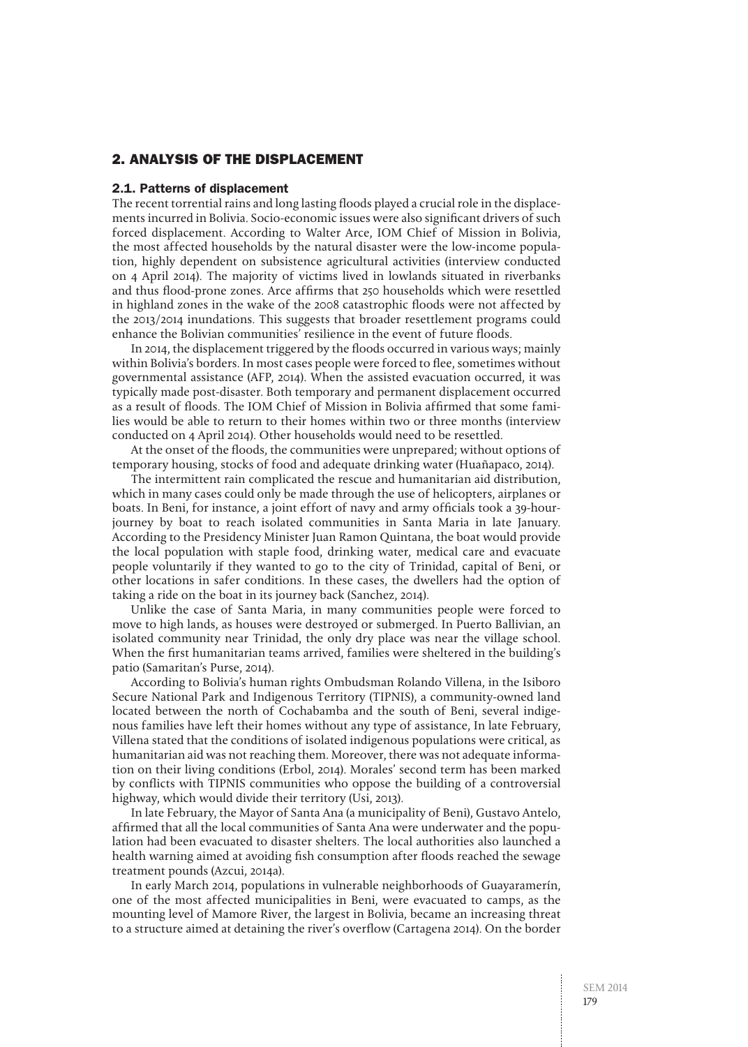## 2. ANALYSIS OF THE DISPLACEMENT

### 2.1. Patterns of displacement

The recent torrential rains and long lasting floods played a crucial role in the displacements incurred in Bolivia. Socio-economic issues were also significant drivers of such forced displacement. According to Walter Arce, IOM Chief of Mission in Bolivia, the most affected households by the natural disaster were the low-income population, highly dependent on subsistence agricultural activities (interview conducted on 4 April 2014). The majority of victims lived in lowlands situated in riverbanks and thus flood-prone zones. Arce affirms that 250 households which were resettled in highland zones in the wake of the 2008 catastrophic floods were not affected by the 2013/2014 inundations. This suggests that broader resettlement programs could enhance the Bolivian communities' resilience in the event of future floods.

In 2014, the displacement triggered by the floods occurred in various ways; mainly within Bolivia's borders. In most cases people were forced to flee, sometimes without governmental assistance (AFP, 2014). When the assisted evacuation occurred, it was typically made post-disaster. Both temporary and permanent displacement occurred as a result of floods. The IOM Chief of Mission in Bolivia affirmed that some families would be able to return to their homes within two or three months (interview conducted on 4 April 2014). Other households would need to be resettled.

At the onset of the floods, the communities were unprepared; without options of temporary housing, stocks of food and adequate drinking water (Huañapaco, 2014).

The intermittent rain complicated the rescue and humanitarian aid distribution, which in many cases could only be made through the use of helicopters, airplanes or boats. In Beni, for instance, a joint effort of navy and army officials took a 39-hour-journey by boat to reach isolated communities in Santa Maria in late January. According to the Presidency Minister Juan Ramon Quintana, the boat would provide the local population with staple food, drinking water, medical care and evacuate people voluntarily if they wanted to go to the city of Trinidad, capital of Beni, or other locations in safer conditions. In these cases, the dwellers had the option of taking a ride on the boat in its journey back (Sanchez, 2014).

Unlike the case of Santa Maria, in many communities people were forced to move to high lands, as houses were destroyed or submerged. In Puerto Ballivian, an isolated community near Trinidad, the only dry place was near the village school. When the first humanitarian teams arrived, families were sheltered in the building's patio (Samaritan's Purse, 2014).

According to Bolivia's human rights Ombudsman Rolando Villena, in the Isiboro Secure National Park and Indigenous Territory (TIPNIS), a community-owned land located between the north of Cochabamba and the south of Beni, several indigenous families have left their homes without any type of assistance, In late February, Villena stated that the conditions of isolated indigenous populations were critical, as humanitarian aid was not reaching them. Moreover, there was not adequate information on their living conditions (Erbol, 2014). Morales' second term has been marked by conflicts with TIPNIS communities who oppose the building of a controversial highway, which would divide their territory (Usi, 2013).

In late February, the Mayor of Santa Ana (a municipality of Beni), Gustavo Antelo, affirmed that all the local communities of Santa Ana were underwater and the population had been evacuated to disaster shelters. The local authorities also launched a health warning aimed at avoiding fish consumption after floods reached the sewage treatment pounds (Azcui, 2014a).

In early March 2014, populations in vulnerable neighborhoods of Guayaramerín, one of the most affected municipalities in Beni, were evacuated to camps, as the mounting level of Mamore River, the largest in Bolivia, became an increasing threat to a structure aimed at detaining the river's overflow (Cartagena 2014). On the border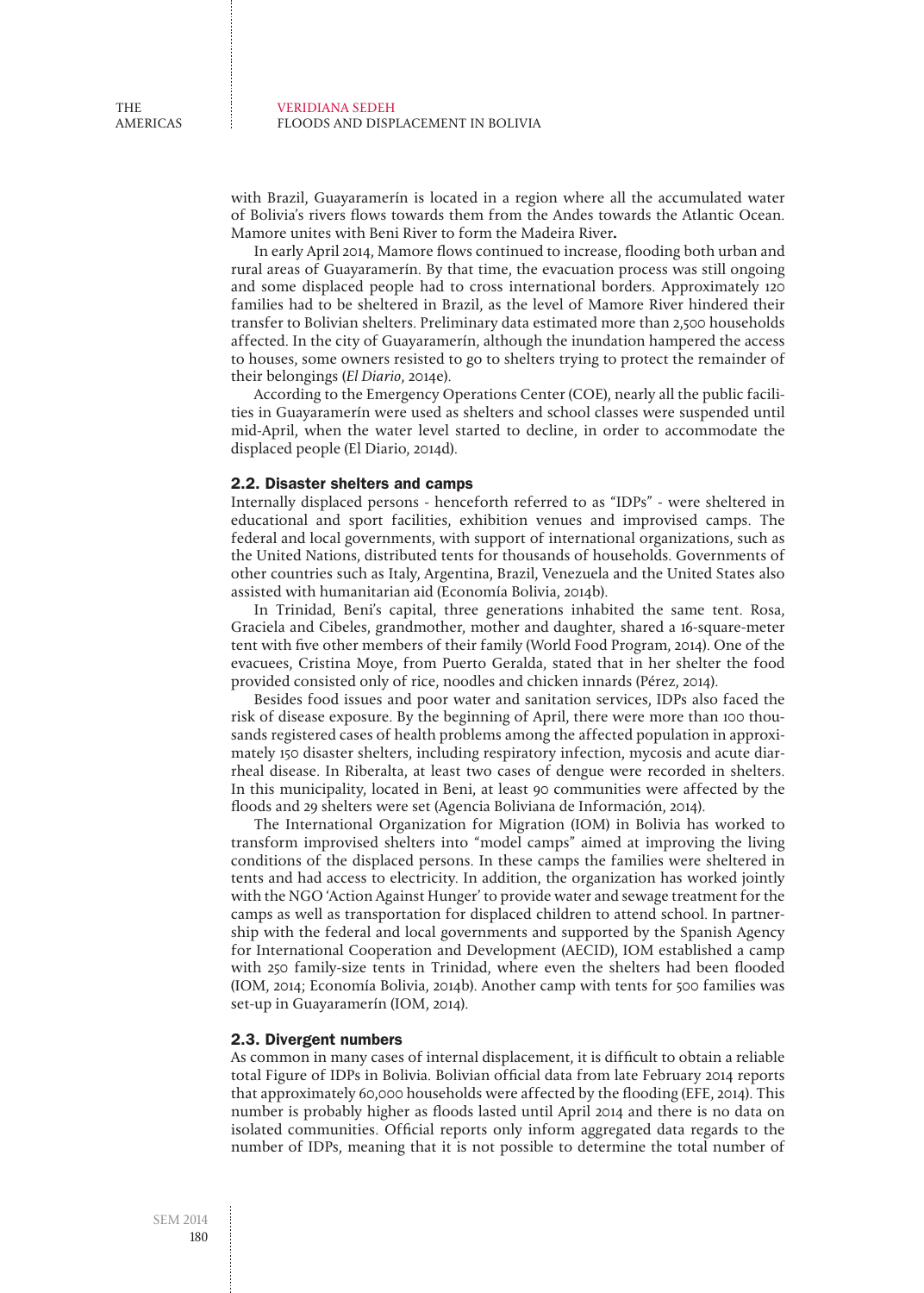with Brazil, Guayaramerín is located in a region where all the accumulated water of Bolivia's rivers flows towards them from the Andes towards the Atlantic Ocean. Mamore unites with Beni River to form the Madeira River**.**

In early April 2014, Mamore flows continued to increase, flooding both urban and rural areas of Guayaramerín. By that time, the evacuation process was still ongoing and some displaced people had to cross international borders. Approximately 120 families had to be sheltered in Brazil, as the level of Mamore River hindered their transfer to Bolivian shelters. Preliminary data estimated more than 2,500 households affected. In the city of Guayaramerín, although the inundation hampered the access to houses, some owners resisted to go to shelters trying to protect the remainder of their belongings (*El Diario*, 2014e).

According to the Emergency Operations Center (COE), nearly all the public facilities in Guayaramerín were used as shelters and school classes were suspended until mid-April, when the water level started to decline, in order to accommodate the displaced people (El Diario, 2014d).

### 2.2. Disaster shelters and camps

Internally displaced persons - henceforth referred to as "IDPs" - were sheltered in educational and sport facilities, exhibition venues and improvised camps. The federal and local governments, with support of international organizations, such as the United Nations, distributed tents for thousands of households. Governments of other countries such as Italy, Argentina, Brazil, Venezuela and the United States also assisted with humanitarian aid (Economía Bolivia, 2014b).

In Trinidad, Beni's capital, three generations inhabited the same tent. Rosa, Graciela and Cibeles, grandmother, mother and daughter, shared a 16-square-meter tent with five other members of their family (World Food Program, 2014). One of the evacuees, Cristina Moye, from Puerto Geralda, stated that in her shelter the food provided consisted only of rice, noodles and chicken innards (Pérez, 2014).

Besides food issues and poor water and sanitation services, IDPs also faced the risk of disease exposure. By the beginning of April, there were more than 100 thousands registered cases of health problems among the affected population in approximately 150 disaster shelters, including respiratory infection, mycosis and acute diarrheal disease. In Riberalta, at least two cases of dengue were recorded in shelters. In this municipality, located in Beni, at least 90 communities were affected by the floods and 29 shelters were set (Agencia Boliviana de Información, 2014).

The International Organization for Migration (IOM) in Bolivia has worked to transform improvised shelters into "model camps" aimed at improving the living conditions of the displaced persons. In these camps the families were sheltered in tents and had access to electricity. In addition, the organization has worked jointly with the NGO 'Action Against Hunger' to provide water and sewage treatment for the camps as well as transportation for displaced children to attend school. In partnership with the federal and local governments and supported by the Spanish Agency for International Cooperation and Development (AECID), IOM established a camp with 250 family-size tents in Trinidad, where even the shelters had been flooded (IOM, 2014; Economía Bolivia, 2014b). Another camp with tents for 500 families was set-up in Guayaramerín (IOM, 2014).

### 2.3. Divergent numbers

As common in many cases of internal displacement, it is difficult to obtain a reliable total Figure of IDPs in Bolivia. Bolivian official data from late February 2014 reports that approximately 60,000 households were affected by the flooding (EFE, 2014). This number is probably higher as floods lasted until April 2014 and there is no data on isolated communities. Official reports only inform aggregated data regards to the number of IDPs, meaning that it is not possible to determine the total number of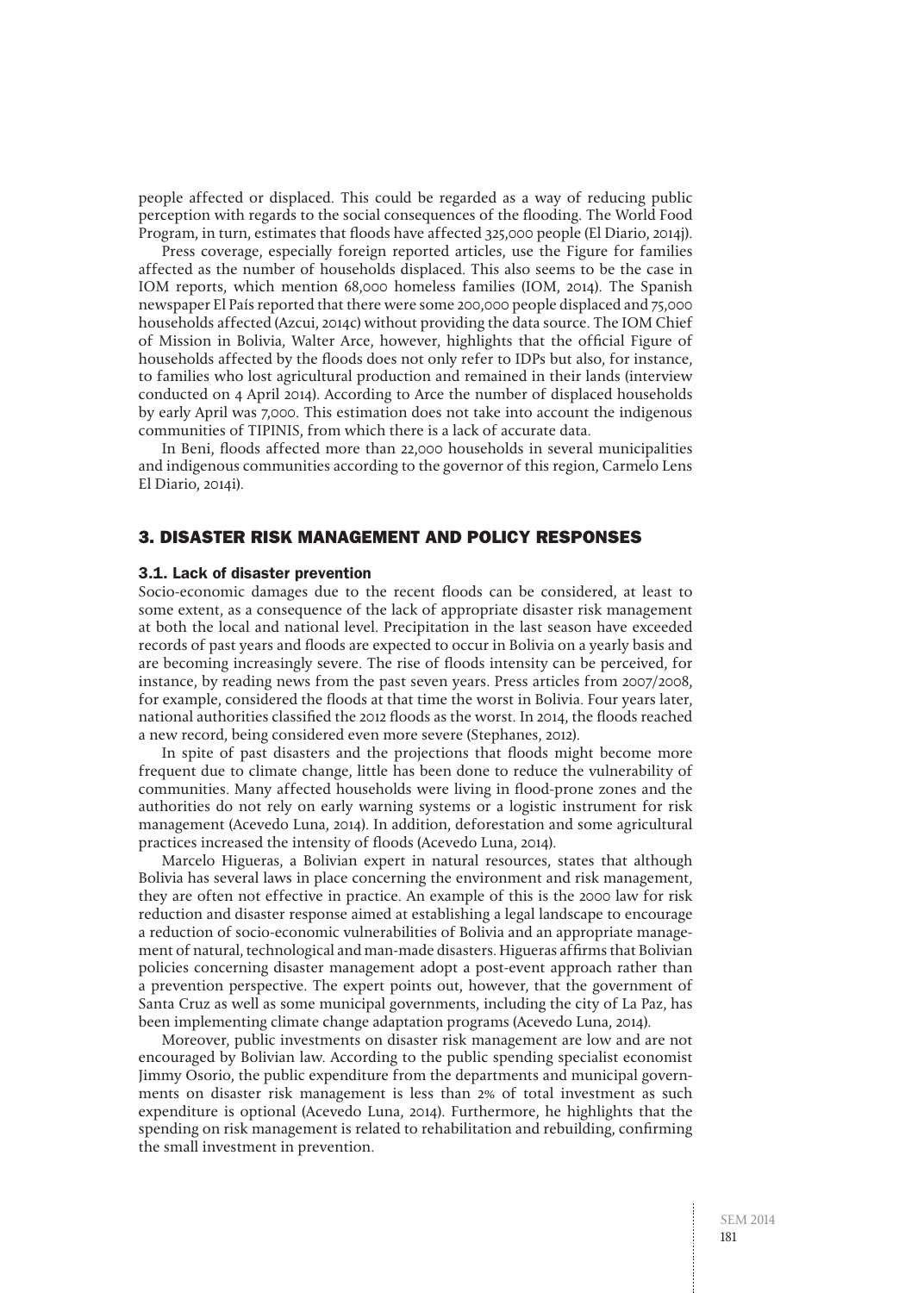people affected or displaced. This could be regarded as a way of reducing public perception with regards to the social consequences of the flooding. The World Food Program, in turn, estimates that floods have affected 325,000 people (El Diario, 2014j).

Press coverage, especially foreign reported articles, use the Figure for families affected as the number of households displaced. This also seems to be the case in IOM reports, which mention 68,000 homeless families (IOM, 2014). The Spanish newspaper El País reported that there were some 200,000 people displaced and 75,000 households affected (Azcui, 2014c) without providing the data source. The IOM Chief of Mission in Bolivia, Walter Arce, however, highlights that the official Figure of households affected by the floods does not only refer to IDPs but also, for instance, to families who lost agricultural production and remained in their lands (interview conducted on 4 April 2014). According to Arce the number of displaced households by early April was 7,000. This estimation does not take into account the indigenous communities of TIPINIS, from which there is a lack of accurate data.

In Beni, floods affected more than 22,000 households in several municipalities and indigenous communities according to the governor of this region, Carmelo Lens El Diario, 2014i).

## 3. DISASTER RISK MANAGEMENT AND POLICY RESPONSES

### 3.1. Lack of disaster prevention

Socio-economic damages due to the recent floods can be considered, at least to some extent, as a consequence of the lack of appropriate disaster risk management at both the local and national level. Precipitation in the last season have exceeded records of past years and floods are expected to occur in Bolivia on a yearly basis and are becoming increasingly severe. The rise of floods intensity can be perceived, for instance, by reading news from the past seven years. Press articles from 2007/2008, for example, considered the floods at that time the worst in Bolivia. Four years later, national authorities classified the 2012 floods as the worst. In 2014, the floods reached a new record, being considered even more severe (Stephanes, 2012).

In spite of past disasters and the projections that floods might become more frequent due to climate change, little has been done to reduce the vulnerability of communities. Many affected households were living in flood-prone zones and the authorities do not rely on early warning systems or a logistic instrument for risk management (Acevedo Luna, 2014). In addition, deforestation and some agricultural practices increased the intensity of floods (Acevedo Luna, 2014).

Marcelo Higueras, a Bolivian expert in natural resources, states that although Bolivia has several laws in place concerning the environment and risk management, they are often not effective in practice. An example of this is the 2000 law for risk reduction and disaster response aimed at establishing a legal landscape to encourage a reduction of socio-economic vulnerabilities of Bolivia and an appropriate management of natural, technological and man-made disasters. Higueras affirms that Bolivian policies concerning disaster management adopt a post-event approach rather than a prevention perspective. The expert points out, however, that the government of Santa Cruz as well as some municipal governments, including the city of La Paz, has been implementing climate change adaptation programs (Acevedo Luna, 2014).

Moreover, public investments on disaster risk management are low and are not encouraged by Bolivian law. According to the public spending specialist economist Jimmy Osorio, the public expenditure from the departments and municipal governments on disaster risk management is less than 2% of total investment as such expenditure is optional (Acevedo Luna, 2014). Furthermore, he highlights that the spending on risk management is related to rehabilitation and rebuilding, confirming the small investment in prevention.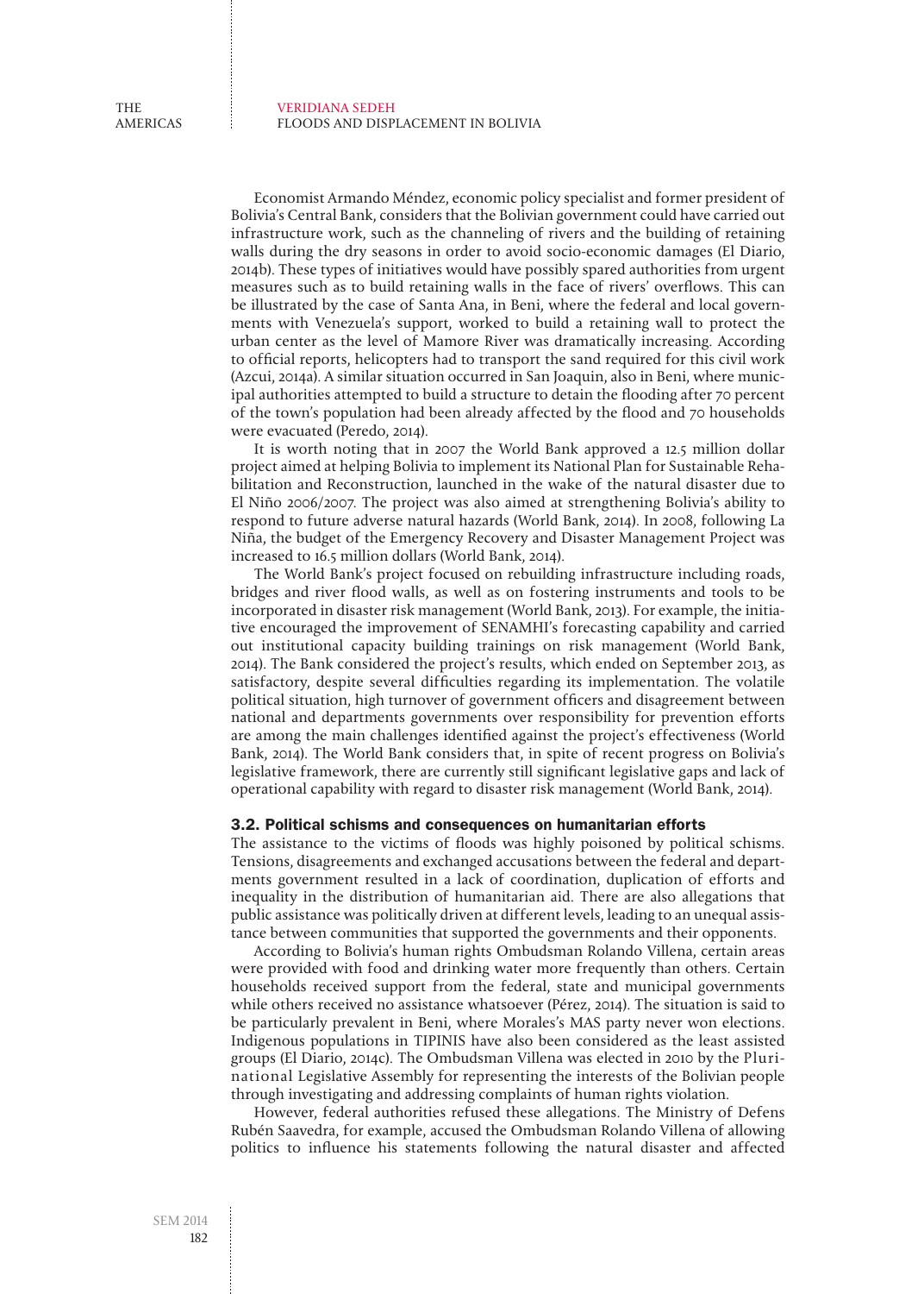Economist Armando Méndez, economic policy specialist and former president of Bolivia's Central Bank, considers that the Bolivian government could have carried out infrastructure work, such as the channeling of rivers and the building of retaining walls during the dry seasons in order to avoid socio-economic damages (El Diario, 2014b). These types of initiatives would have possibly spared authorities from urgent measures such as to build retaining walls in the face of rivers' overflows. This can be illustrated by the case of Santa Ana, in Beni, where the federal and local governments with Venezuela's support, worked to build a retaining wall to protect the urban center as the level of Mamore River was dramatically increasing. According to official reports, helicopters had to transport the sand required for this civil work (Azcui, 2014a). A similar situation occurred in San Joaquin, also in Beni, where municipal authorities attempted to build a structure to detain the flooding after 70 percent of the town's population had been already affected by the flood and 70 households were evacuated (Peredo, 2014).

It is worth noting that in 2007 the World Bank approved a 12.5 million dollar project aimed at helping Bolivia to implement its National Plan for Sustainable Rehabilitation and Reconstruction, launched in the wake of the natural disaster due to El Niño 2006/2007. The project was also aimed at strengthening Bolivia's ability to respond to future adverse natural hazards (World Bank, 2014). In 2008, following La Niña, the budget of the Emergency Recovery and Disaster Management Project was increased to 16.5 million dollars (World Bank, 2014).

The World Bank's project focused on rebuilding infrastructure including roads, bridges and river flood walls, as well as on fostering instruments and tools to be incorporated in disaster risk management (World Bank, 2013). For example, the initiative encouraged the improvement of SENAMHI's forecasting capability and carried out institutional capacity building trainings on risk management (World Bank, 2014). The Bank considered the project's results, which ended on September 2013, as satisfactory, despite several difficulties regarding its implementation. The volatile political situation, high turnover of government officers and disagreement between national and departments governments over responsibility for prevention efforts are among the main challenges identified against the project's effectiveness (World Bank, 2014). The World Bank considers that, in spite of recent progress on Bolivia's legislative framework, there are currently still significant legislative gaps and lack of operational capability with regard to disaster risk management (World Bank, 2014).

### 3.2. Political schisms and consequences on humanitarian efforts

The assistance to the victims of floods was highly poisoned by political schisms. Tensions, disagreements and exchanged accusations between the federal and departments government resulted in a lack of coordination, duplication of efforts and inequality in the distribution of humanitarian aid. There are also allegations that public assistance was politically driven at different levels, leading to an unequal assistance between communities that supported the governments and their opponents.

According to Bolivia's human rights Ombudsman Rolando Villena, certain areas were provided with food and drinking water more frequently than others. Certain households received support from the federal, state and municipal governments while others received no assistance whatsoever (Pérez, 2014). The situation is said to be particularly prevalent in Beni, where Morales's MAS party never won elections. Indigenous populations in TIPINIS have also been considered as the least assisted groups (El Diario, 2014c). The Ombudsman Villena was elected in 2010 by the Plurinational Legislative Assembly for representing the interests of the Bolivian people through investigating and addressing complaints of human rights violation.

However, federal authorities refused these allegations. The Ministry of Defens Rubén Saavedra, for example, accused the Ombudsman Rolando Villena of allowing politics to influence his statements following the natural disaster and affected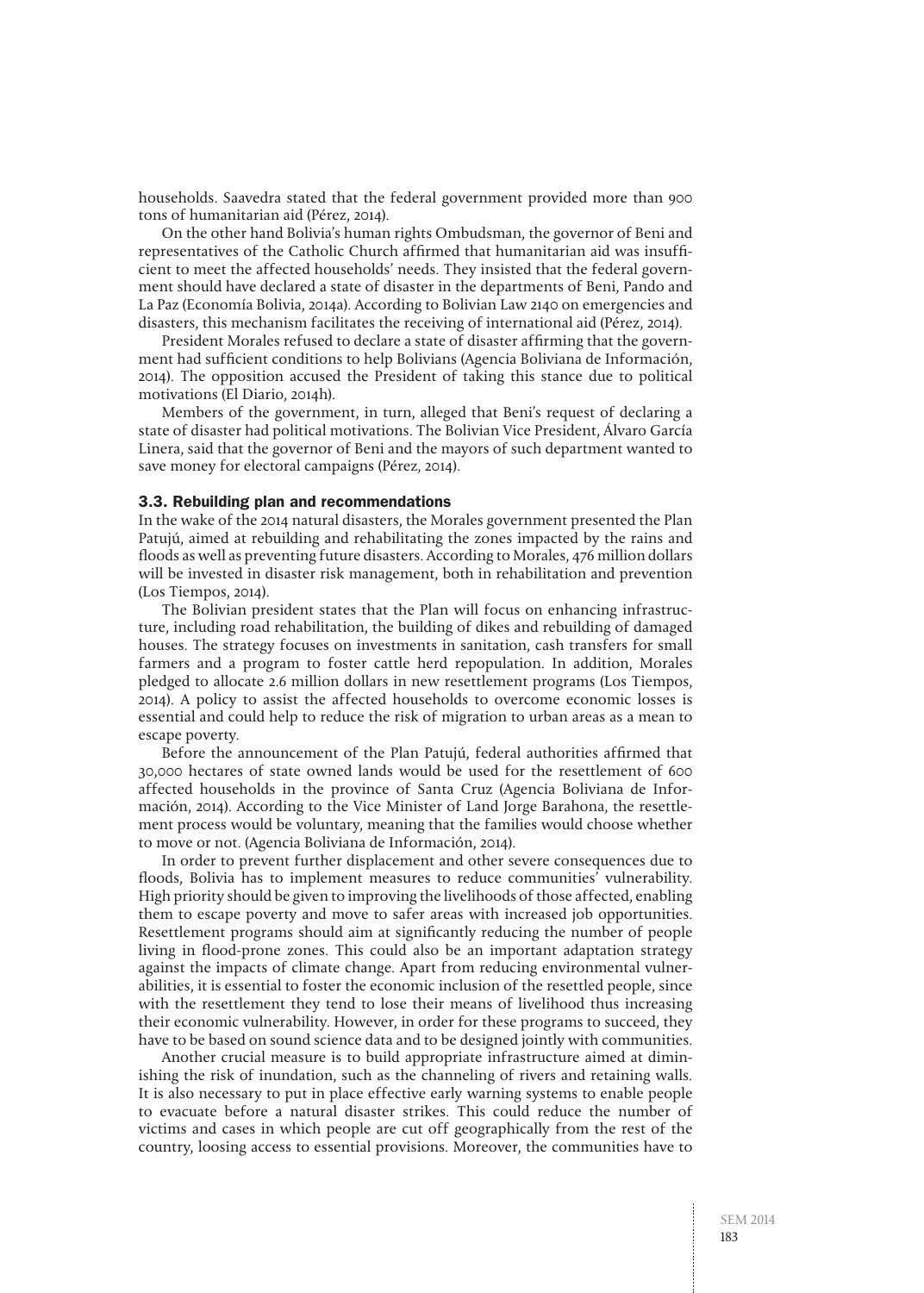households. Saavedra stated that the federal government provided more than 900 tons of humanitarian aid (Pérez, 2014).

On the other hand Bolivia's human rights Ombudsman, the governor of Beni and representatives of the Catholic Church affirmed that humanitarian aid was insufficient to meet the affected households' needs. They insisted that the federal government should have declared a state of disaster in the departments of Beni, Pando and La Paz (Economía Bolivia, 2014a). According to Bolivian Law 2140 on emergencies and disasters, this mechanism facilitates the receiving of international aid (Pérez, 2014).

President Morales refused to declare a state of disaster affirming that the government had sufficient conditions to help Bolivians (Agencia Boliviana de Información, 2014). The opposition accused the President of taking this stance due to political motivations (El Diario, 2014h).

Members of the government, in turn, alleged that Beni's request of declaring a state of disaster had political motivations. The Bolivian Vice President, Álvaro García Linera, said that the governor of Beni and the mayors of such department wanted to save money for electoral campaigns (Pérez, 2014).

### 3.3. Rebuilding plan and recommendations

In the wake of the 2014 natural disasters, the Morales government presented the Plan Patujú, aimed at rebuilding and rehabilitating the zones impacted by the rains and floods as well as preventing future disasters. According to Morales, 476 million dollars will be invested in disaster risk management, both in rehabilitation and prevention (Los Tiempos, 2014).

The Bolivian president states that the Plan will focus on enhancing infrastructure, including road rehabilitation, the building of dikes and rebuilding of damaged houses. The strategy focuses on investments in sanitation, cash transfers for small farmers and a program to foster cattle herd repopulation. In addition, Morales pledged to allocate 2.6 million dollars in new resettlement programs (Los Tiempos, 2014). A policy to assist the affected households to overcome economic losses is essential and could help to reduce the risk of migration to urban areas as a mean to escape poverty.

Before the announcement of the Plan Patujú, federal authorities affirmed that 30,000 hectares of state owned lands would be used for the resettlement of 600 affected households in the province of Santa Cruz (Agencia Boliviana de Información, 2014). According to the Vice Minister of Land Jorge Barahona, the resettlement process would be voluntary, meaning that the families would choose whether to move or not. (Agencia Boliviana de Información, 2014).

In order to prevent further displacement and other severe consequences due to floods, Bolivia has to implement measures to reduce communities' vulnerability. High priority should be given to improving the livelihoods of those affected, enabling them to escape poverty and move to safer areas with increased job opportunities. Resettlement programs should aim at significantly reducing the number of people living in flood-prone zones. This could also be an important adaptation strategy against the impacts of climate change. Apart from reducing environmental vulnerabilities, it is essential to foster the economic inclusion of the resettled people, since with the resettlement they tend to lose their means of livelihood thus increasing their economic vulnerability. However, in order for these programs to succeed, they have to be based on sound science data and to be designed jointly with communities.

Another crucial measure is to build appropriate infrastructure aimed at diminishing the risk of inundation, such as the channeling of rivers and retaining walls. It is also necessary to put in place effective early warning systems to enable people to evacuate before a natural disaster strikes. This could reduce the number of victims and cases in which people are cut off geographically from the rest of the country, loosing access to essential provisions. Moreover, the communities have to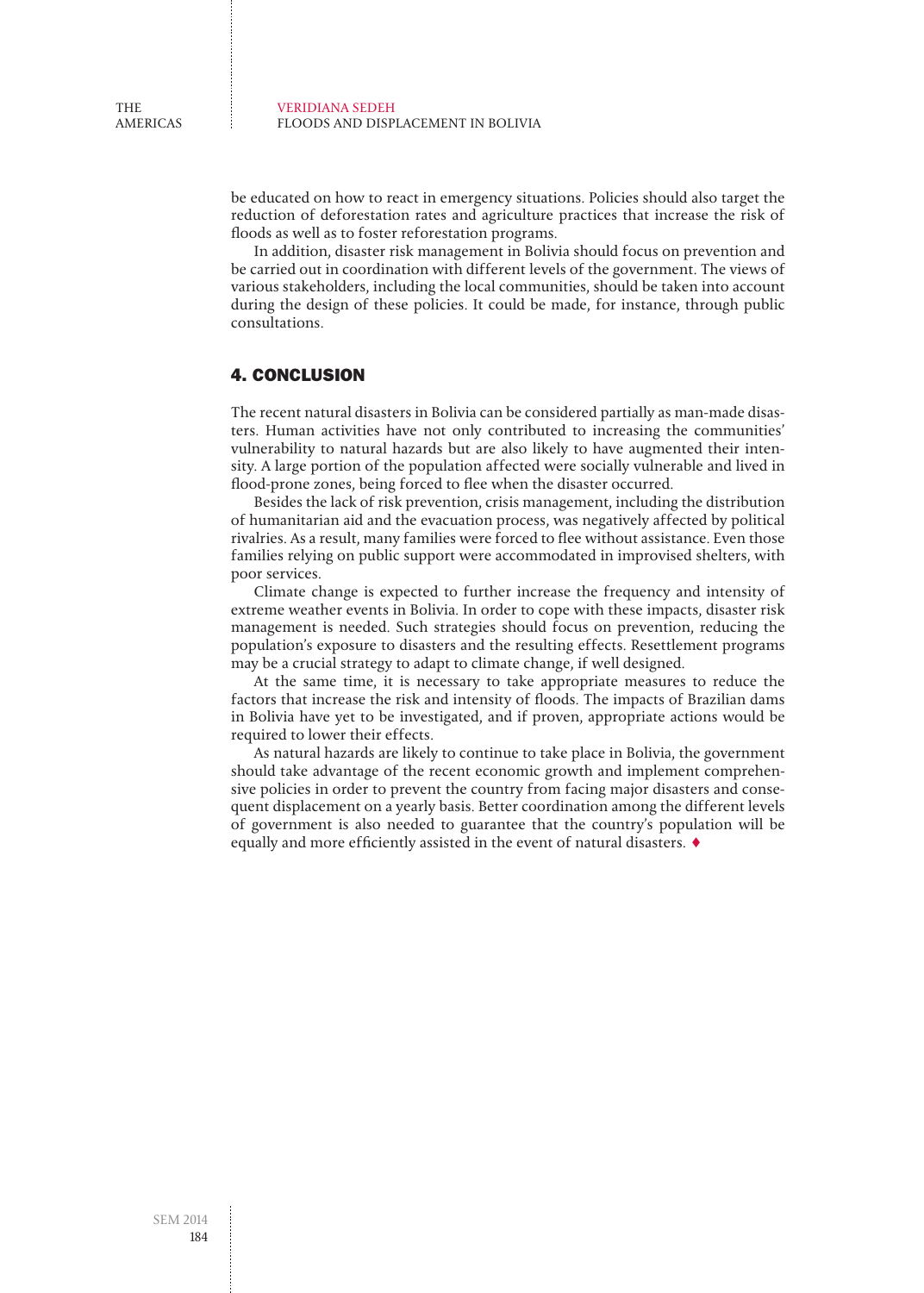be educated on how to react in emergency situations. Policies should also target the reduction of deforestation rates and agriculture practices that increase the risk of floods as well as to foster reforestation programs.

In addition, disaster risk management in Bolivia should focus on prevention and be carried out in coordination with different levels of the government. The views of various stakeholders, including the local communities, should be taken into account during the design of these policies. It could be made, for instance, through public consultations.

## 4. CONCLUSION

The recent natural disasters in Bolivia can be considered partially as man-made disasters. Human activities have not only contributed to increasing the communities' vulnerability to natural hazards but are also likely to have augmented their intensity. A large portion of the population affected were socially vulnerable and lived in flood-prone zones, being forced to flee when the disaster occurred.

Besides the lack of risk prevention, crisis management, including the distribution of humanitarian aid and the evacuation process, was negatively affected by political rivalries. As a result, many families were forced to flee without assistance. Even those families relying on public support were accommodated in improvised shelters, with poor services.

Climate change is expected to further increase the frequency and intensity of extreme weather events in Bolivia. In order to cope with these impacts, disaster risk management is needed. Such strategies should focus on prevention, reducing the population's exposure to disasters and the resulting effects. Resettlement programs may be a crucial strategy to adapt to climate change, if well designed.

At the same time, it is necessary to take appropriate measures to reduce the factors that increase the risk and intensity of floods. The impacts of Brazilian dams in Bolivia have yet to be investigated, and if proven, appropriate actions would be required to lower their effects.

As natural hazards are likely to continue to take place in Bolivia, the government should take advantage of the recent economic growth and implement comprehensive policies in order to prevent the country from facing major disasters and consequent displacement on a yearly basis. Better coordination among the different levels of government is also needed to guarantee that the country's population will be equally and more efficiently assisted in the event of natural disasters. ♦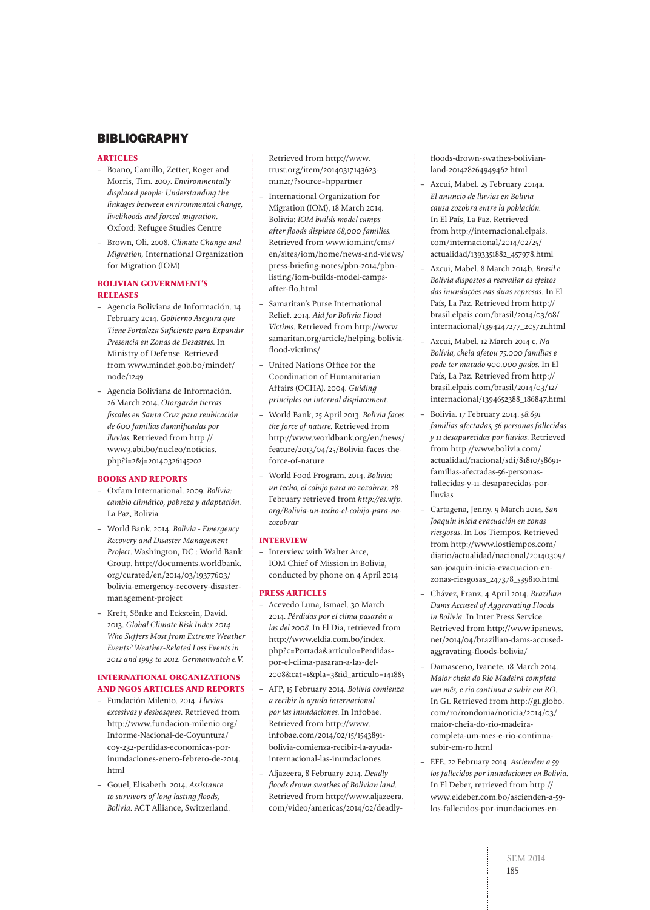## BIBLIOGRAPHY

### ARTICLES

- Boano, Camillo, Zetter, Roger and Morris, Tim. 2007. *Environmentally displaced people: Understanding the linkages between environmental change, livelihoods and forced migration*. Oxford: Refugee Studies Centre
- Brown, Oli. 2008. *Climate Change and Migration,* International Organization for Migration (IOM)

### BOLIVIAN GOVERNMENT'S RELEASES

- Agencia Boliviana de Información. 14 February 2014. *Gobierno Asegura que Tiene Fortaleza Suficiente para Expandir Presencia en Zonas de Desastres.* In Ministry of Defense. Retrieved from www.mindef.gob.bo/mindef/node/1249
- Agencia Boliviana de Información. 26 March 2014. *Otorgarán tierras fiscales en Santa Cruz para reubicación de 600 familias damnificadas por lluvias.* Retrieved from http://www3.abi.bo/nucleo/noticias.php?i=2&j=20140326145202

### BOOKS AND REPORTS

- Oxfam International. 2009. *Bolívia: cambio climático, pobreza y adaptación.* La Paz, Bolivia
- World Bank. 2014. *Bolivia - Emergency Recovery and Disaster Management Project*. Washington, DC : World Bank Group. http://documents.worldbank.org/curated/en/2014/03/19377603/bolivia-emergency-recovery-disaster-management-project
- Kreft, Sönke and Eckstein, David. 2013. *Global Climate Risk Index 2014 Who Suffers Most from Extreme Weather Events? Weather-Related Loss Events in 2012 and 1993 to 2012. Germanwatch e.V.*

### INTERNATIONAL ORGANIZATIONS AND NGOS ARTICLES AND REPORTS

- Fundación Milenio. 2014. *Lluvias excesivas y desbosques.* Retrieved from http://www.fundacion-milenio.org/Informe-Nacional-de-Coyuntura/coy-232-perdidas-economicas-por-inundaciones-enero-febrero-de-2014.html
- Gouel, Elisabeth. 2014. *Assistance to survivors of long lasting floods, Bolivia.* ACT Alliance, Switzerland. Retrieved from http://www.trust.org/item/20140317143623-m1n2r/?source=hppartner
- International Organization for Migration (IOM), 18 March 2014. Bolivia: *IOM builds model camps after floods displace 68,000 families.* Retrieved from www.iom.int/cms/en/sites/iom/home/news-and-views/press-briefing-notes/pbn-2014/pbn-listing/iom-builds-model-camps-after-flo.html
- Samaritan's Purse International Relief. 2014. *Aid for Bolivia Flood Victims.* Retrieved from http://www.samaritan.org/article/helping-bolivia-flood-victims/
- United Nations Office for the Coordination of Humanitarian Affairs (OCHA). 2004. *Guiding principles on internal displacement.*
- World Bank, 25 April 2013. *Bolivia faces the force of nature.* Retrieved from http://www.worldbank.org/en/news/feature/2013/04/25/Bolivia-faces-the-force-of-nature
- World Food Program. 2014. *Bolivia: un techo, el cobijo para no zozobrar.* 28 February retrieved from *http://es.wfp.org/Bolivia-un-techo-el-cobijo-para-no-zozobrar*

### INTERVIEW

- Interview with Walter Arce, IOM Chief of Mission in Bolivia, conducted by phone on 4 April 2014

### PRESS ARTICLES

- Acevedo Luna, Ismael. 30 March 2014. *Pérdidas por el clima pasarán a las del 2008.* In El Dia, retrieved from http://www.eldia.com.bo/index.php?c=Portada&articulo=Perdidas-por-el-clima-pasaran-a-las-del-2008&cat=1&pla=3&id_articulo=141885
- AFP, 15 February 2014. *Bolivia comienza a recibir la ayuda internacional por las inundaciones.* In Infobae. Retrieved from http://www.infobae.com/2014/02/15/1543891-bolivia-comienza-recibir-la-ayuda-internacional-las-inundaciones
- Aljazeera, 8 February 2014. *Deadly floods drown swathes of Bolivian land.* Retrieved from http://www.aljazeera.com/video/americas/2014/02/deadly-floods-drown-swathes-bolivian-land-201428264949462.html
- Azcui, Mabel. 25 February 2014a. *El anuncio de lluvias en Bolivia causa zozobra entre la población.* In El País, La Paz. Retrieved from http://internacional.elpais.com/internacional/2014/02/25/actualidad/1393351882_457978.html
- Azcui, Mabel. 8 March 2014b. *Brasil e Bolívia dispostos a reavaliar os efeitos das inundações nas duas represas.* In El País, La Paz. Retrieved from http://brasil.elpais.com/brasil/2014/03/08/internacional/1394247277_205721.html
- Azcui, Mabel. 12 March 2014 c. *Na Bolívia, cheia afetou 75.000 famílias e pode ter matado 900.000 gados.* In El País, La Paz. Retrieved from http://brasil.elpais.com/brasil/2014/03/12/internacional/1394652388_186847.html
- Bolivia. 17 February 2014. *58.691 familias afectadas, 56 personas fallecidas y 11 desaparecidas por lluvias.* Retrieved from http://www.bolivia.com/actualidad/nacional/sdi/81810/58691-familias-afectadas-56-personas-fallecidas-y-11-desaparecidas-por-lluvias
- Cartagena, Jenny. 9 March 2014. *San Joaquín inicia evacuación en zonas riesgosas.* In Los Tiempos. Retrieved from http://www.lostiempos.com/diario/actualidad/nacional/20140309/san-joaquin-inicia-evacuacion-en-zonas-riesgosas_247378_539810.html
- Chávez, Franz. 4 April 2014. *Brazilian Dams Accused of Aggravating Floods in Bolivia.* In Inter Press Service. Retrieved from http://www.ipsnews.net/2014/04/brazilian-dams-accused-aggravating-floods-bolivia/
- Damasceno, Ivanete. 18 March 2014. *Maior cheia do Rio Madeira completa um mês, e rio continua a subir em RO.* In G1. Retrieved from http://g1.globo.com/ro/rondonia/noticia/2014/03/maior-cheia-do-rio-madeira-completa-um-mes-e-rio-continua-subir-em-ro.html
- EFE. 22 February 2014. *Ascienden a 59 los fallecidos por inundaciones en Bolivia.* In El Deber, retrieved from http://www.eldeber.com.bo/ascienden-a-59-los-fallecidos-por-inundaciones-en-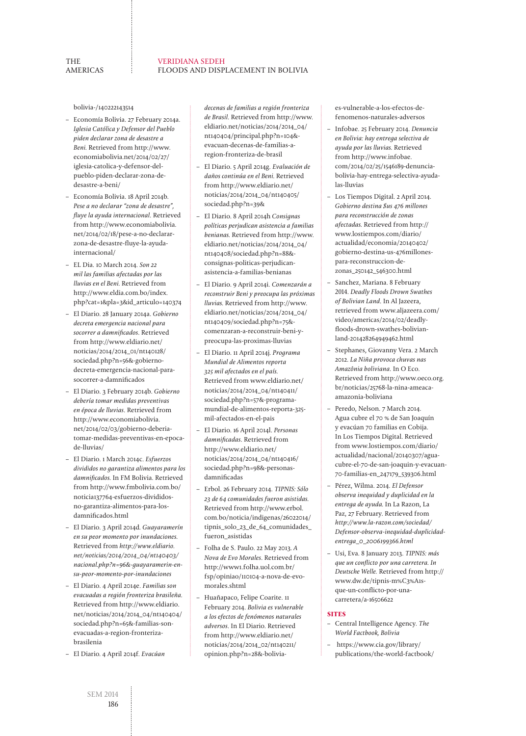bolivia-/140222143514

- Economía Bolivia. 27 February 2014a. *Iglesia Católica y Defensor del Pueblo piden declarar zona de desastre a Beni.* Retrieved from http://www.economiabolivia.net/2014/02/27/iglesia-catolica-y-defensor-del-pueblo-piden-declarar-zona-de-desastre-a-beni/
- Economía Bolivia. 18 April 2014b. *Pese a no declarar "zona de desastre", fluye la ayuda internacional*. Retrieved from http://www.economiabolivia.net/2014/02/18/pese-a-no-declarar-zona-de-desastre-fluye-la-ayuda-internacional/
- EL Dia. 10 March 2014. *Son 22 mil las familias afectadas por las lluvias en el Beni.* Retrieved from http://www.eldia.com.bo/index.php?cat=1&pla=3&id_articulo=140374
- El Diario. 28 January 2014a. *Gobierno decreta emergencia nacional para socorrer a damnificados*. Retrieved from http://www.eldiario.net/noticias/2014/2014_01/nt140128/sociedad.php?n=56&-gobierno-decreta-emergencia-nacional-para-socorrer-a-damnificados
- El Diario. 3 February 2014b. *Gobierno debería tomar medidas preventivas en época de lluvias.* Retrieved from http://www.economiabolivia.net/2014/02/03/gobierno-deberia-tomar-medidas-preventivas-en-epoca-de-lluvias/
- El Diario. 1 March 2014c. *Esfuerzos divididos no garantiza alimentos para los damnificados.* In FM Bolivia. Retrieved from http://www.fmbolivia.com.bo/noticia137764-esfuerzos-divididos-no-garantiza-alimentos-para-los-damnificados.html
- El Diario. 3 April 2014d. *Guayaramerín en su peor momento por inundaciones.* Retrieved from *http://www.eldiario.net/noticias/2014/2014_04/nt140403/nacional.php?n=96&-guayaramerin-en-su-peor-momento-por-inundaciones*
- El Diario. 4 April 2014e. *Familias son evacuadas a región fronteriza brasileña.* Retrieved from http://www.eldiario.net/noticias/2014/2014_04/nt140404/sociedad.php?n=65&-familias-son-evacuadas-a-region-fronteriza-brasilenia
- El Diario. 4 April 2014f. *Evacúan decenas de familias a región fronteriza de Brasil*. Retrieved from http://www.eldiario.net/noticias/2014/2014_04/nt140404/principal.php?n=104&-evacuan-decenas-de-familias-a-region-fronteriza-de-brasil
- El Diario. 5 April 2014g. *Evaluación de daños continúa en el Beni.* Retrieved from http://www.eldiario.net/noticias/2014/2014_04/nt140405/sociedad.php?n=39&
- El Diario. 8 April 2014h *Consignas políticas perjudican asistencia a familias benianas.* Retrieved from http://www.eldiario.net/noticias/2014/2014_04/nt140408/sociedad.php?n=88&-consignas-politicas-perjudican-asistencia-a-familias-benianas
- El Diario. 9 April 2014i. *Comenzarán a reconstruir Beni y preocupa las próximas lluvias.* Retrieved from http://www.eldiario.net/noticias/2014/2014_04/nt140409/sociedad.php?n=75&-comenzaran-a-reconstruir-beni-y-preocupa-las-proximas-lluvias
- El Diario. 11 April 2014j. *Programa Mundial de Alimentos reporta 325 mil afectados en el país.* Retrieved from www.eldiario.net/noticias/2014/2014_04/nt140411/sociedad.php?n=57&-programa-mundial-de-alimentos-reporta-325-mil-afectados-en-el-pais
- El Diario. 16 April 2014l. *Personas damnificadas*. Retrieved from http://www.eldiario.net/noticias/2014/2014_04/nt140416/sociedad.php?n=98&-personas-damnificadas
- Erbol. 26 February 2014. *TIPNIS: Sólo 23 de 64 comunidades fueron asistidas.* Retrieved from http://www.erbol.com.bo/noticia/indigenas/26022014/tipnis_solo_23_de_64_comunidades_fueron_asistidas
- Folha de S. Paulo. 22 May 2013. *A Nova de Evo Morales*. Retrieved from http://www1.folha.uol.com.br/fsp/opiniao/110104-a-nova-de-evo-morales.shtml
- Huañapaco, Felipe Coarite. 11 February 2014. *Bolivia es vulnerable a los efectos de fenómenos naturales adversos*. In El Diario. Retrieved from http://www.eldiario.net/noticias/2014/2014_02/nt140211/opinion.php?n=28&-bolivia-es-vulnerable-a-los-efectos-de-fenomenos-naturales-adversos
- Infobae. 25 February 2014. *Denuncia en Bolivia: hay entrega selectiva de ayuda por las lluvias.* Retrieved from http://www.infobae.com/2014/02/25/1546189-denuncia-bolivia-hay-entrega-selectiva-ayuda-las-lluvias
- Los Tiempos Digital. 2 April 2014. *Gobierno destina $us 476 millones para reconstrucción de zonas afectadas.* Retrieved from http://www.lostiempos.com/diario/actualidad/economia/20140402/gobierno-destina-us-476millones-para-reconstruccion-de-zonas_250142_546300.html
- Sanchez, Mariana. 8 February 2014. *Deadly Floods Drown Swathes of Bolivian Land.* In Al Jazeera, retrieved from www.aljazeera.com/video/americas/2014/02/deadly-floods-drown-swathes-bolivian-land-201428264949462.html
- Stephanes, Giovanny Vera. 2 March 2012. *La Niña provoca chuvas nas Amazônia boliviana*. In O Eco. Retrieved from http://www.oeco.org.br/noticias/25768-la-nina-ameaca-amazonia-boliviana
- Peredo, Nelson. 7 March 2014. Agua cubre el 70 % de San Joaquín y evacúan 70 familias en Cobija. In Los Tiempos Digital. Retrieved from www.lostiempos.com/diario/actualidad/nacional/20140307/agua-cubre-el-70-de-san-joaquin-y-evacuan-70-familias-en_247179_539306.html
- Pérez, Wilma. 2014. *El Defensor observa inequidad y duplicidad en la entrega de ayuda.* In La Razon, La Paz, 27 February. Retrieved from *http://www.la-razon.com/sociedad/Defensor-observa-inequidad-duplicidad-entrega_0_2006199366.html*
- Usi, Eva. 8 January 2013. *TIPNIS: más que un conflicto por una carretera. In Deutsche Welle.* Retrieved from http://www.dw.de/tipnis-m%C3%A1s-que-un-conflicto-por-una-carretera/a-16506622

## SITES

- Central Intelligence Agency. *The World Factbook, Bolivia*
- https://www.cia.gov/library/publications/the-world-factbook/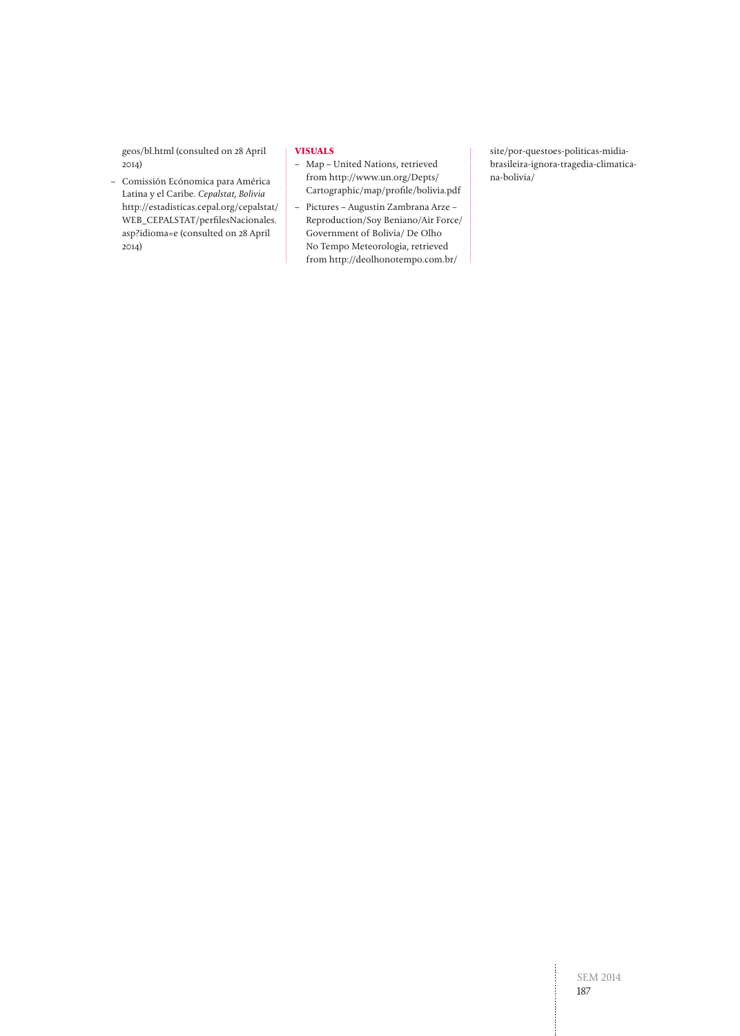geos/bl.html (consulted on 28 April 2014)

- Comissión Ecónomica para América Latina y el Caribe. *Cepalstat, Bolivia* http://estadisticas.cepal.org/cepalstat/WEB_CEPALSTAT/perfilesNacionales.asp?idioma=e (consulted on 28 April 2014)

**VISUALS**

- Map – United Nations, retrieved from http://www.un.org/Depts/Cartographic/map/profile/bolivia.pdf
- Pictures – Augustin Zambrana Arze – Reproduction/Soy Beniano/Air Force/Government of Bolivia/ De Olho No Tempo Meteorologia, retrieved from http://deolhonotempo.com.br/site/por-questoes-politicas-midia-brasileira-ignora-tragedia-climatica-na-bolivia/